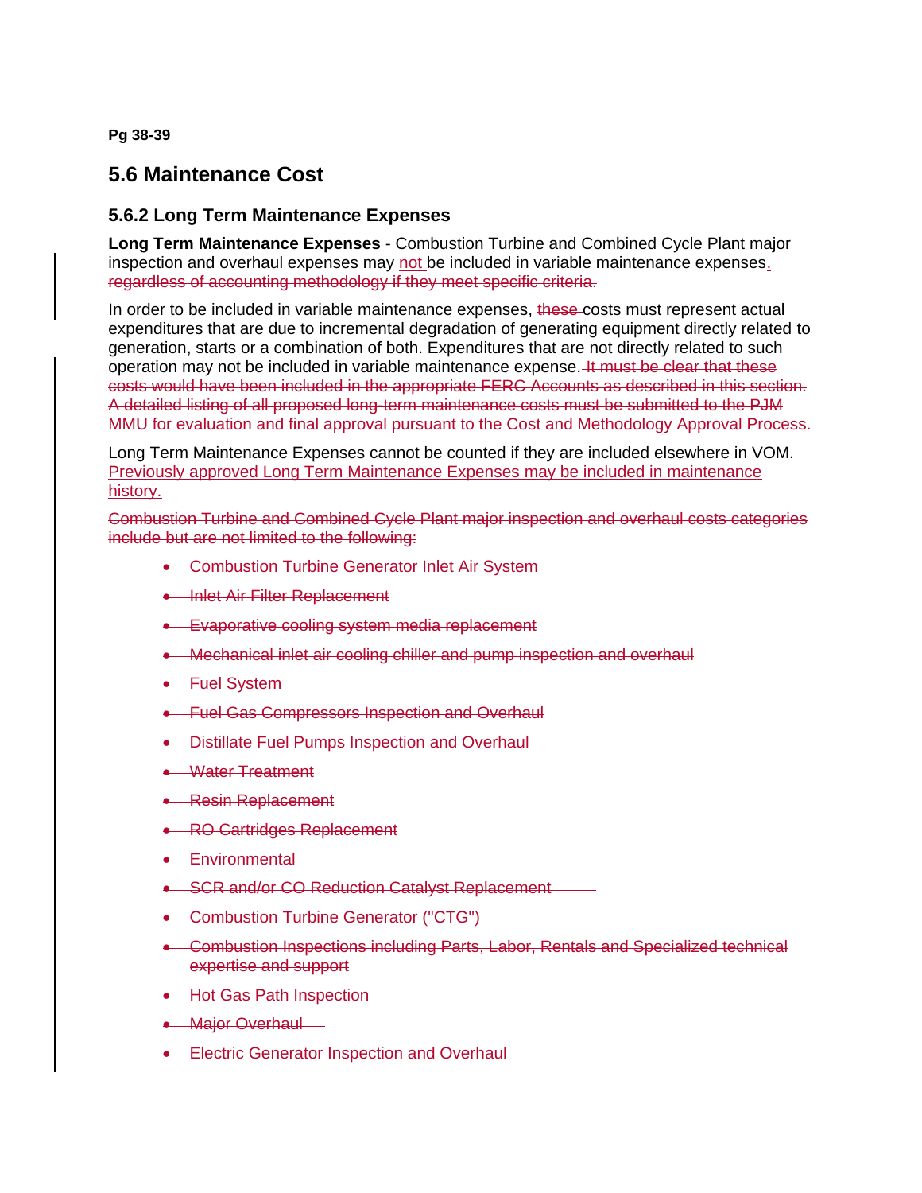**Pg 38-39**

## 5.6 Maintenance Cost

### 5.6.2 Long Term Maintenance Expenses

**Long Term Maintenance Expenses** - Combustion Turbine and Combined Cycle Plant major inspection and overhaul expenses may not be included in variable maintenance expenses. ~~regardless of accounting methodology if they meet specific criteria.~~

In order to be included in variable maintenance expenses, ~~these~~ costs must represent actual expenditures that are due to incremental degradation of generating equipment directly related to generation, starts or a combination of both. Expenditures that are not directly related to such operation may not be included in variable maintenance expense. ~~It must be clear that these costs would have been included in the appropriate FERC Accounts as described in this section. A detailed listing of all proposed long-term maintenance costs must be submitted to the PJM MMU for evaluation and final approval pursuant to the Cost and Methodology Approval Process.~~

Long Term Maintenance Expenses cannot be counted if they are included elsewhere in VOM. Previously approved Long Term Maintenance Expenses may be included in maintenance history.

~~Combustion Turbine and Combined Cycle Plant major inspection and overhaul costs categories include but are not limited to the following:~~

- ~~Combustion Turbine Generator Inlet Air System~~
- ~~Inlet Air Filter Replacement~~
- ~~Evaporative cooling system media replacement~~
- ~~Mechanical inlet air cooling chiller and pump inspection and overhaul~~
- ~~Fuel System~~
- ~~Fuel Gas Compressors Inspection and Overhaul~~
- ~~Distillate Fuel Pumps Inspection and Overhaul~~
- ~~Water Treatment~~
- ~~Resin Replacement~~
- ~~RO Cartridges Replacement~~
- ~~Environmental~~
- ~~SCR and/or CO Reduction Catalyst Replacement~~
- ~~Combustion Turbine Generator ("CTG")~~
- ~~Combustion Inspections including Parts, Labor, Rentals and Specialized technical expertise and support~~
- ~~Hot Gas Path Inspection~~
- ~~Major Overhaul~~
- ~~Electric Generator Inspection and Overhaul~~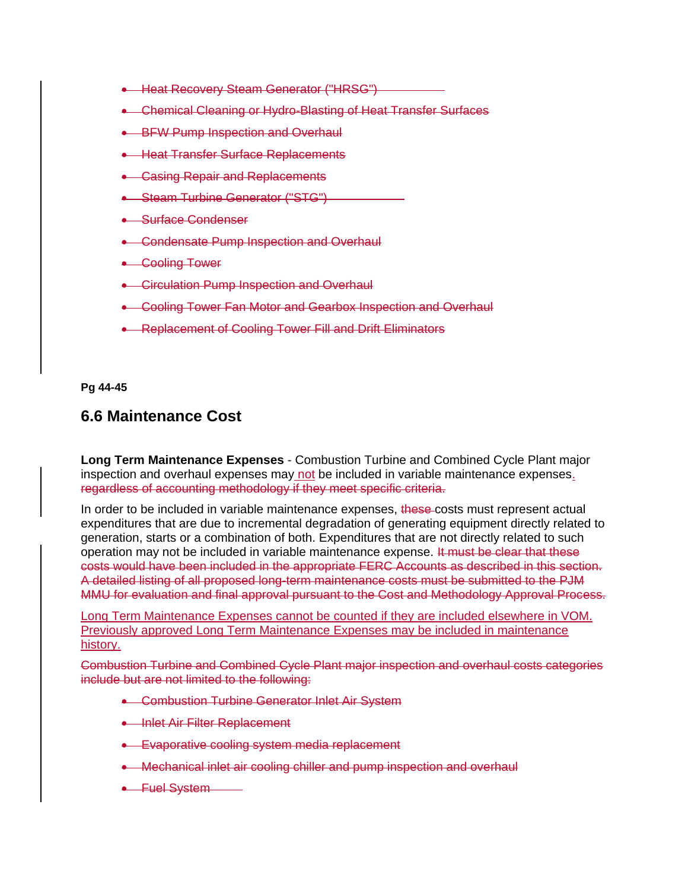- ~~Heat Recovery Steam Generator ("HRSG")~~
- ~~Chemical Cleaning or Hydro-Blasting of Heat Transfer Surfaces~~
- ~~BFW Pump Inspection and Overhaul~~
- ~~Heat Transfer Surface Replacements~~
- ~~Casing Repair and Replacements~~
- ~~Steam Turbine Generator ("STG")~~
- ~~Surface Condenser~~
- ~~Condensate Pump Inspection and Overhaul~~
- ~~Cooling Tower~~
- ~~Circulation Pump Inspection and Overhaul~~
- ~~Cooling Tower Fan Motor and Gearbox Inspection and Overhaul~~
- ~~Replacement of Cooling Tower Fill and Drift Eliminators~~

**Pg 44-45**

## 6.6 Maintenance Cost

**Long Term Maintenance Expenses** - Combustion Turbine and Combined Cycle Plant major inspection and overhaul expenses may not be included in variable maintenance expenses. ~~regardless of accounting methodology if they meet specific criteria.~~

In order to be included in variable maintenance expenses, ~~these~~ costs must represent actual expenditures that are due to incremental degradation of generating equipment directly related to generation, starts or a combination of both. Expenditures that are not directly related to such operation may not be included in variable maintenance expense. ~~It must be clear that these costs would have been included in the appropriate FERC Accounts as described in this section. A detailed listing of all proposed long-term maintenance costs must be submitted to the PJM MMU for evaluation and final approval pursuant to the Cost and Methodology Approval Process.~~

Long Term Maintenance Expenses cannot be counted if they are included elsewhere in VOM. Previously approved Long Term Maintenance Expenses may be included in maintenance history.

~~Combustion Turbine and Combined Cycle Plant major inspection and overhaul costs categories include but are not limited to the following:~~

- ~~Combustion Turbine Generator Inlet Air System~~
- ~~Inlet Air Filter Replacement~~
- ~~Evaporative cooling system media replacement~~
- ~~Mechanical inlet air cooling chiller and pump inspection and overhaul~~
- ~~Fuel System~~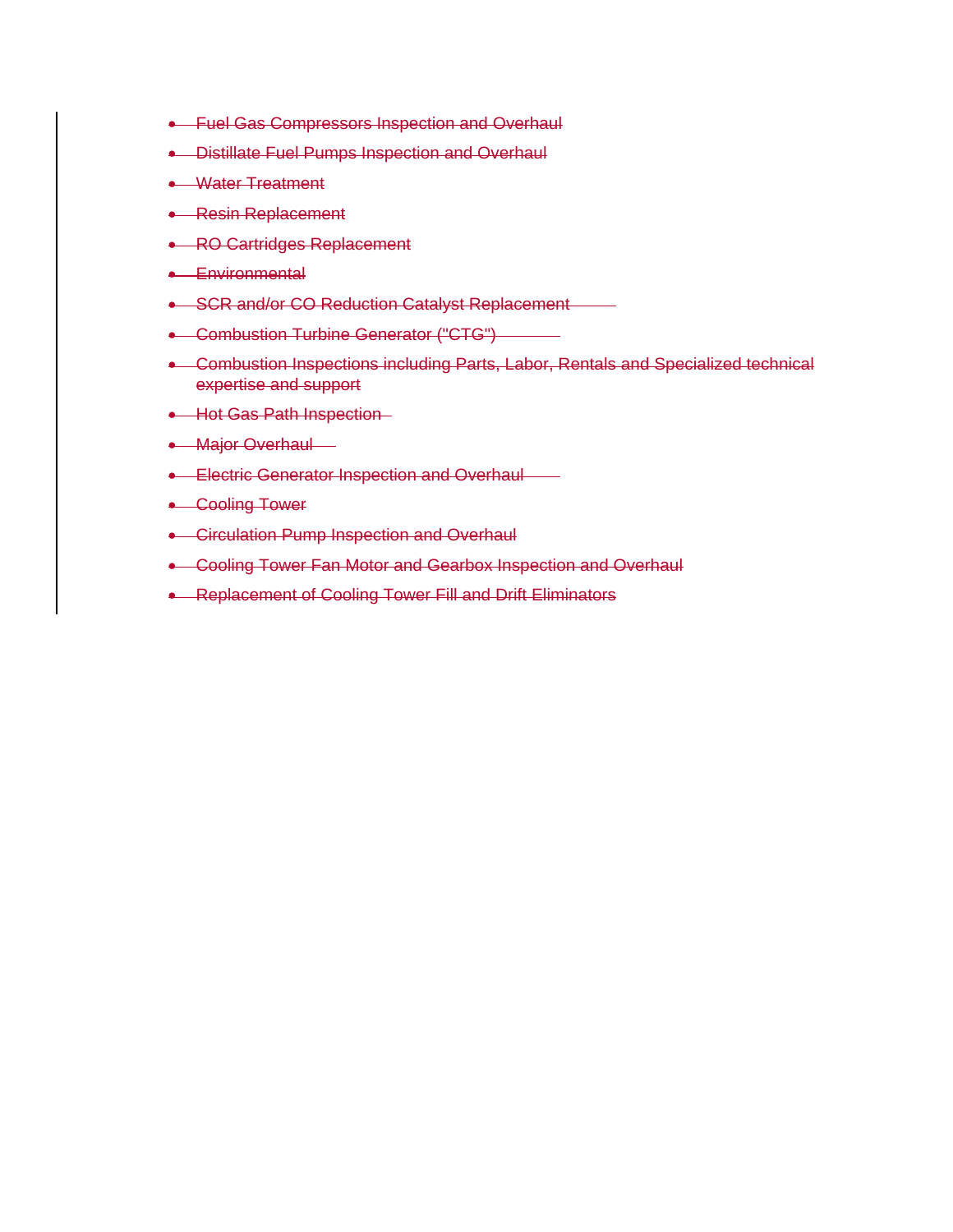- ~~Fuel Gas Compressors Inspection and Overhaul~~
- ~~Distillate Fuel Pumps Inspection and Overhaul~~
- ~~Water Treatment~~
- ~~Resin Replacement~~
- ~~RO Cartridges Replacement~~
- ~~Environmental~~
- ~~SCR and/or CO Reduction Catalyst Replacement~~
- ~~Combustion Turbine Generator ("CTG")~~
- ~~Combustion Inspections including Parts, Labor, Rentals and Specialized technical expertise and support~~
- ~~Hot Gas Path Inspection~~
- ~~Major Overhaul~~
- ~~Electric Generator Inspection and Overhaul~~
- ~~Cooling Tower~~
- ~~Circulation Pump Inspection and Overhaul~~
- ~~Cooling Tower Fan Motor and Gearbox Inspection and Overhaul~~
- ~~Replacement of Cooling Tower Fill and Drift Eliminators~~